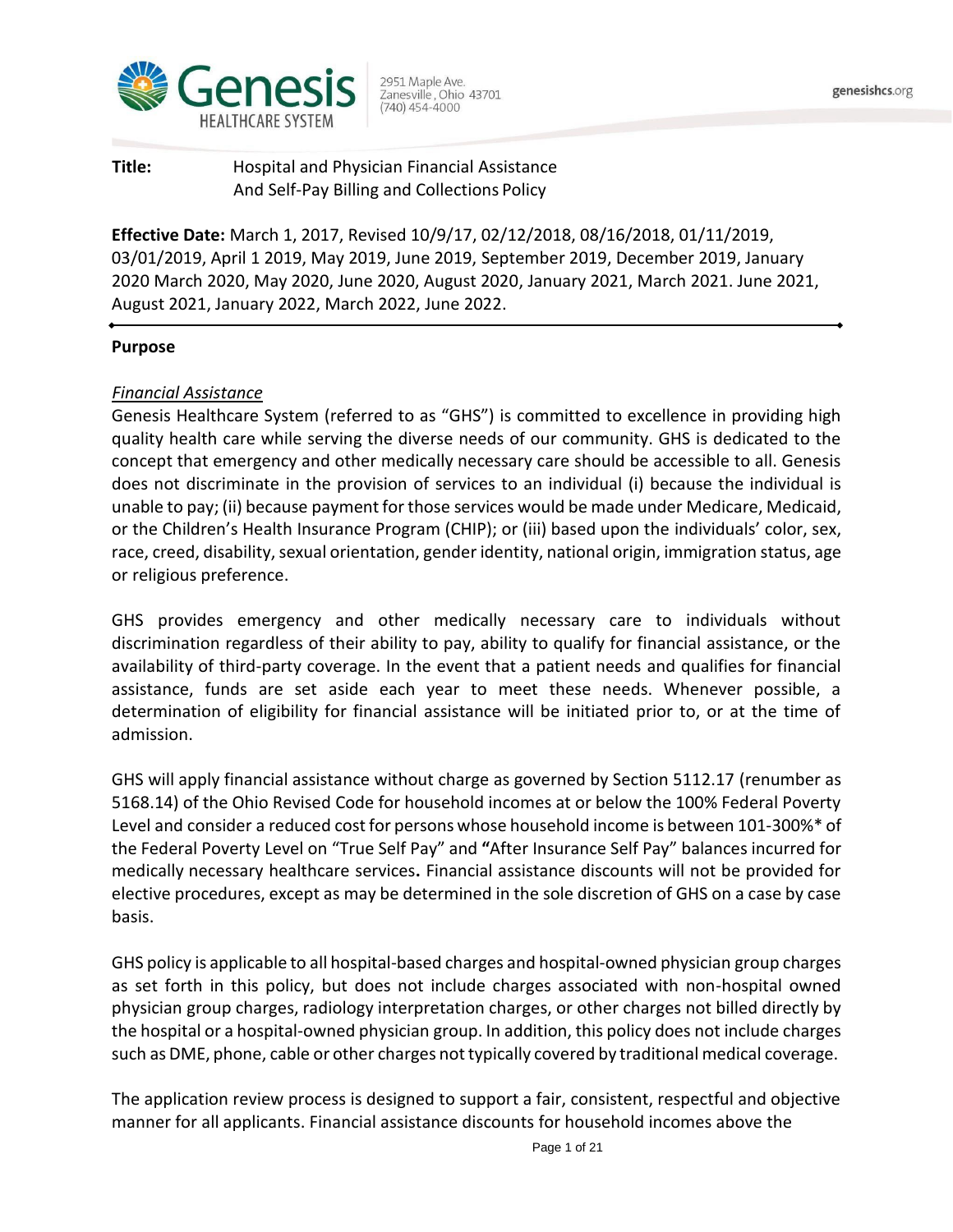Genesis HEALTHCARE SYSTEM

2951 Maple Ave.
Zanesville, Ohio 43701
(740) 454-4000

genesishcs.org

**Title:** Hospital and Physician Financial Assistance And Self-Pay Billing and Collections Policy

**Effective Date:** March 1, 2017, Revised 10/9/17, 02/12/2018, 08/16/2018, 01/11/2019, 03/01/2019, April 1 2019, May 2019, June 2019, September 2019, December 2019, January 2020 March 2020, May 2020, June 2020, August 2020, January 2021, March 2021. June 2021, August 2021, January 2022, March 2022, June 2022.

---

## Purpose

### *Financial Assistance*

Genesis Healthcare System (referred to as "GHS") is committed to excellence in providing high quality health care while serving the diverse needs of our community. GHS is dedicated to the concept that emergency and other medically necessary care should be accessible to all. Genesis does not discriminate in the provision of services to an individual (i) because the individual is unable to pay; (ii) because payment for those services would be made under Medicare, Medicaid, or the Children's Health Insurance Program (CHIP); or (iii) based upon the individuals' color, sex, race, creed, disability, sexual orientation, gender identity, national origin, immigration status, age or religious preference.

GHS provides emergency and other medically necessary care to individuals without discrimination regardless of their ability to pay, ability to qualify for financial assistance, or the availability of third-party coverage. In the event that a patient needs and qualifies for financial assistance, funds are set aside each year to meet these needs. Whenever possible, a determination of eligibility for financial assistance will be initiated prior to, or at the time of admission.

GHS will apply financial assistance without charge as governed by Section 5112.17 (renumber as 5168.14) of the Ohio Revised Code for household incomes at or below the 100% Federal Poverty Level and consider a reduced cost for persons whose household income is between 101-300%* of the Federal Poverty Level on "True Self Pay" and **"**After Insurance Self Pay" balances incurred for medically necessary healthcare services**.** Financial assistance discounts will not be provided for elective procedures, except as may be determined in the sole discretion of GHS on a case by case basis.

GHS policy is applicable to all hospital-based charges and hospital-owned physician group charges as set forth in this policy, but does not include charges associated with non-hospital owned physician group charges, radiology interpretation charges, or other charges not billed directly by the hospital or a hospital-owned physician group. In addition, this policy does not include charges such as DME, phone, cable or other charges not typically covered by traditional medical coverage.

The application review process is designed to support a fair, consistent, respectful and objective manner for all applicants. Financial assistance discounts for household incomes above the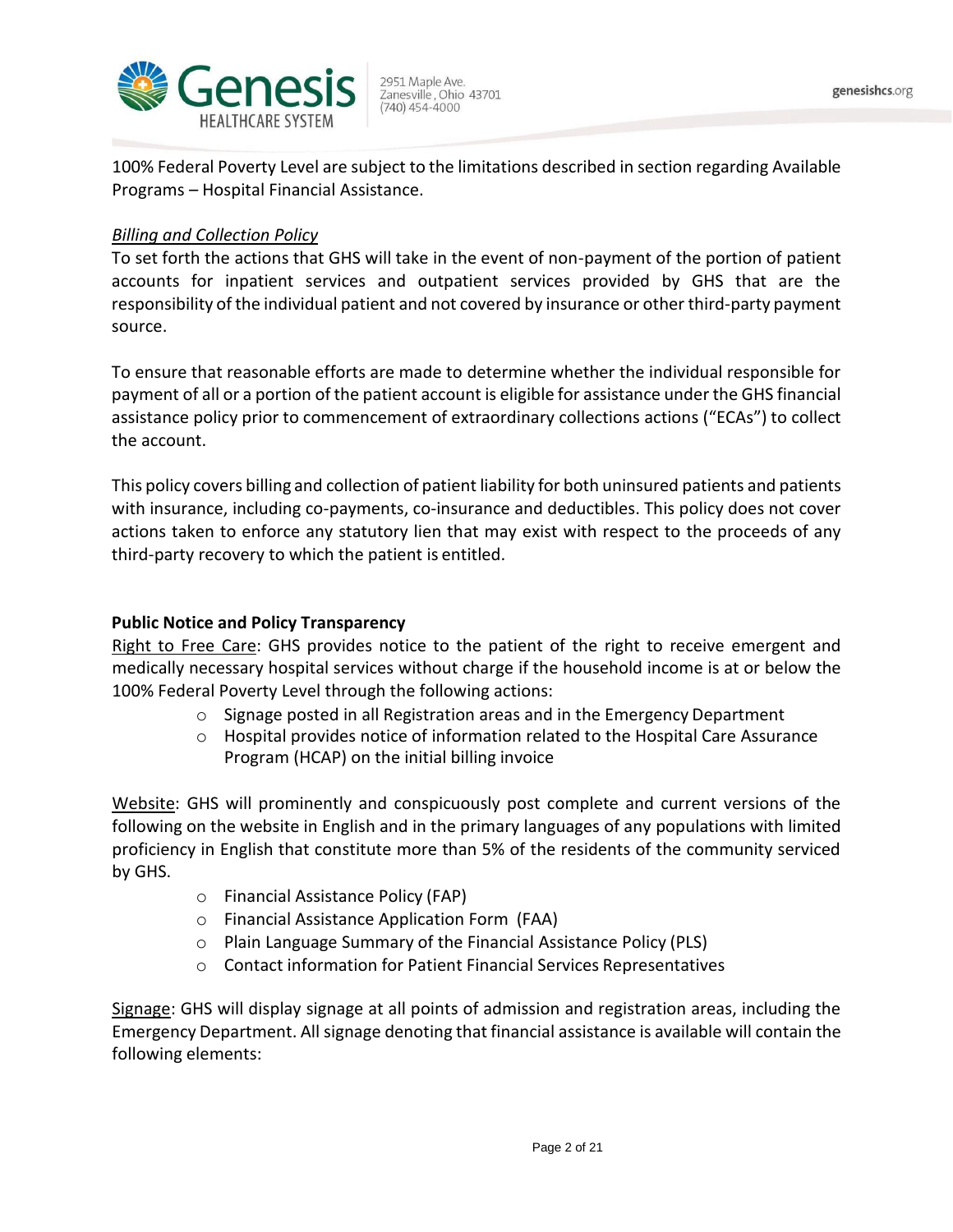100% Federal Poverty Level are subject to the limitations described in section regarding Available Programs – Hospital Financial Assistance.

*Billing and Collection Policy*

To set forth the actions that GHS will take in the event of non-payment of the portion of patient accounts for inpatient services and outpatient services provided by GHS that are the responsibility of the individual patient and not covered by insurance or other third-party payment source.

To ensure that reasonable efforts are made to determine whether the individual responsible for payment of all or a portion of the patient account is eligible for assistance under the GHS financial assistance policy prior to commencement of extraordinary collections actions ("ECAs") to collect the account.

This policy covers billing and collection of patient liability for both uninsured patients and patients with insurance, including co-payments, co-insurance and deductibles. This policy does not cover actions taken to enforce any statutory lien that may exist with respect to the proceeds of any third-party recovery to which the patient is entitled.

**Public Notice and Policy Transparency**

Right to Free Care: GHS provides notice to the patient of the right to receive emergent and medically necessary hospital services without charge if the household income is at or below the 100% Federal Poverty Level through the following actions:

- Signage posted in all Registration areas and in the Emergency Department
- Hospital provides notice of information related to the Hospital Care Assurance Program (HCAP) on the initial billing invoice

Website: GHS will prominently and conspicuously post complete and current versions of the following on the website in English and in the primary languages of any populations with limited proficiency in English that constitute more than 5% of the residents of the community serviced by GHS.

- Financial Assistance Policy (FAP)
- Financial Assistance Application Form (FAA)
- Plain Language Summary of the Financial Assistance Policy (PLS)
- Contact information for Patient Financial Services Representatives

Signage: GHS will display signage at all points of admission and registration areas, including the Emergency Department. All signage denoting that financial assistance is available will contain the following elements: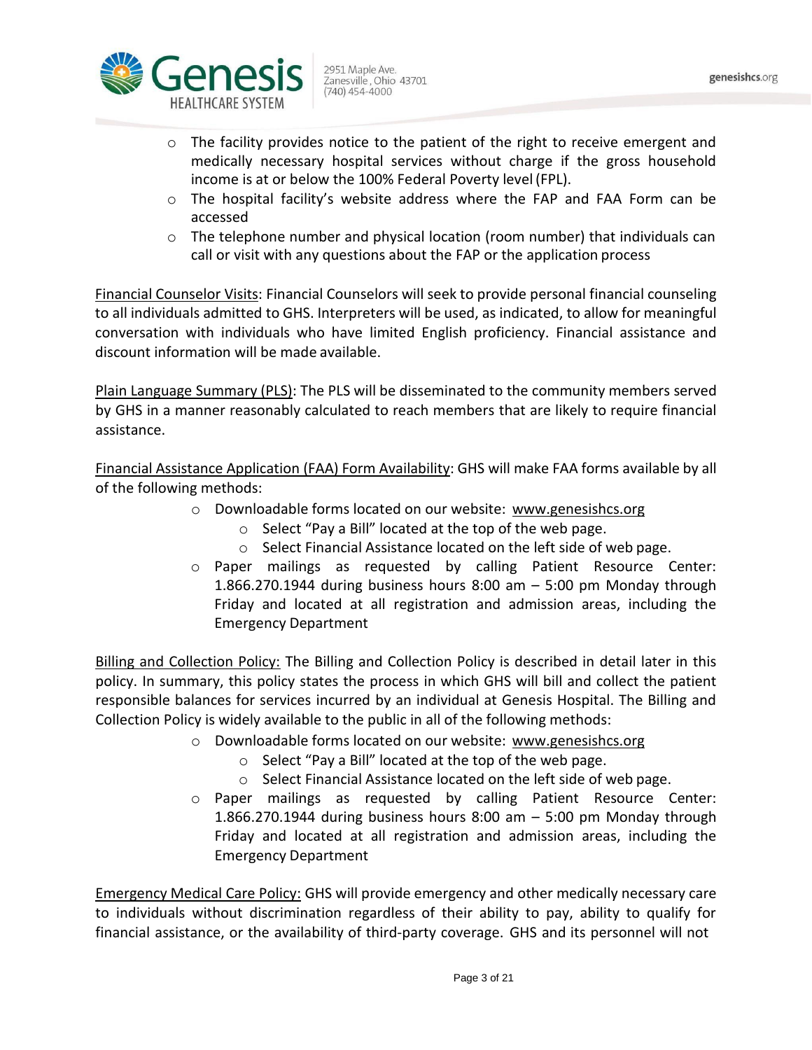- The facility provides notice to the patient of the right to receive emergent and medically necessary hospital services without charge if the gross household income is at or below the 100% Federal Poverty level (FPL).
- The hospital facility's website address where the FAP and FAA Form can be accessed
- The telephone number and physical location (room number) that individuals can call or visit with any questions about the FAP or the application process

Financial Counselor Visits: Financial Counselors will seek to provide personal financial counseling to all individuals admitted to GHS. Interpreters will be used, as indicated, to allow for meaningful conversation with individuals who have limited English proficiency. Financial assistance and discount information will be made available.

Plain Language Summary (PLS): The PLS will be disseminated to the community members served by GHS in a manner reasonably calculated to reach members that are likely to require financial assistance.

Financial Assistance Application (FAA) Form Availability: GHS will make FAA forms available by all of the following methods:

- Downloadable forms located on our website: www.genesishcs.org
  - Select "Pay a Bill" located at the top of the web page.
  - Select Financial Assistance located on the left side of web page.
- Paper mailings as requested by calling Patient Resource Center: 1.866.270.1944 during business hours 8:00 am – 5:00 pm Monday through Friday and located at all registration and admission areas, including the Emergency Department

Billing and Collection Policy: The Billing and Collection Policy is described in detail later in this policy. In summary, this policy states the process in which GHS will bill and collect the patient responsible balances for services incurred by an individual at Genesis Hospital. The Billing and Collection Policy is widely available to the public in all of the following methods:

- Downloadable forms located on our website: www.genesishcs.org
  - Select "Pay a Bill" located at the top of the web page.
  - Select Financial Assistance located on the left side of web page.
- Paper mailings as requested by calling Patient Resource Center: 1.866.270.1944 during business hours 8:00 am – 5:00 pm Monday through Friday and located at all registration and admission areas, including the Emergency Department

Emergency Medical Care Policy: GHS will provide emergency and other medically necessary care to individuals without discrimination regardless of their ability to pay, ability to qualify for financial assistance, or the availability of third-party coverage. GHS and its personnel will not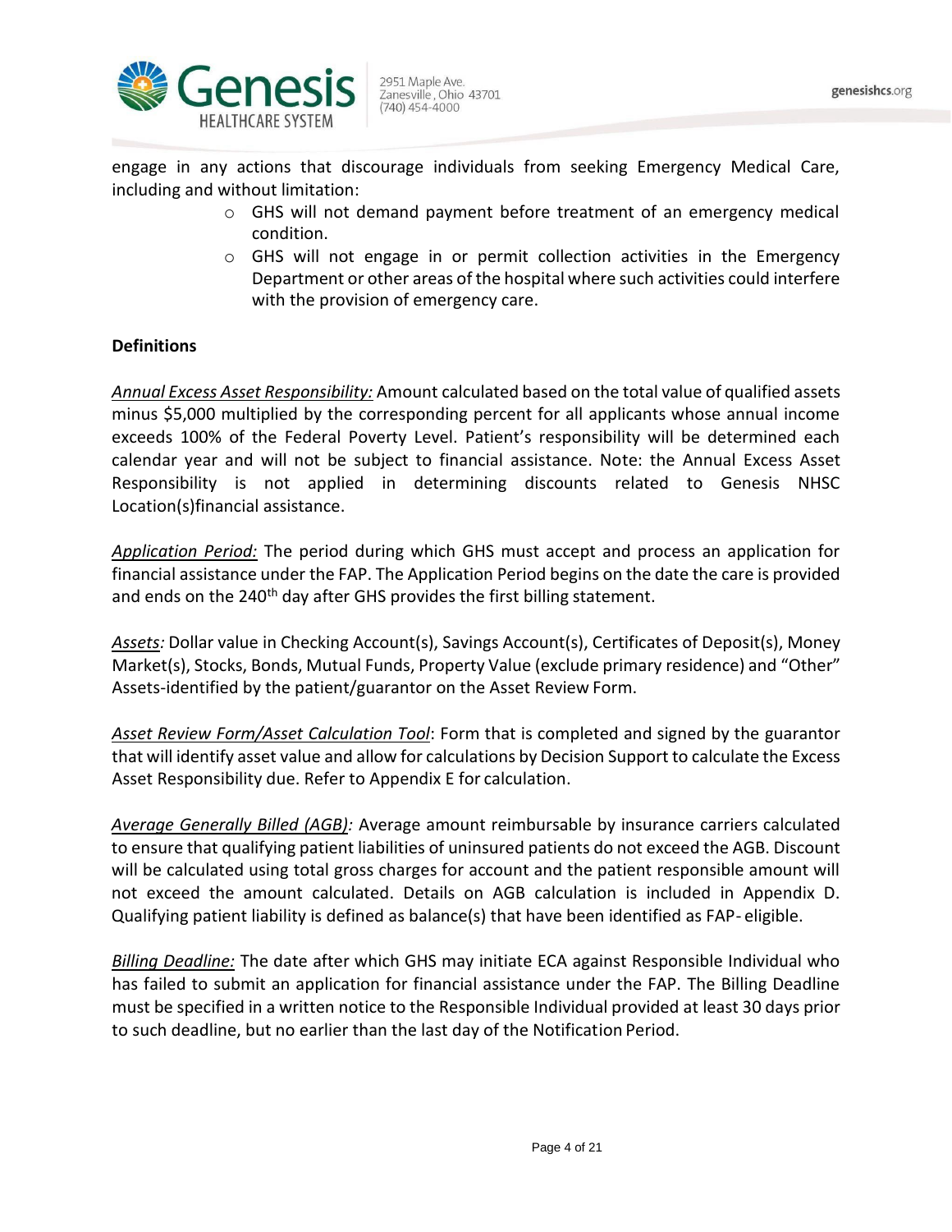engage in any actions that discourage individuals from seeking Emergency Medical Care, including and without limitation:

- GHS will not demand payment before treatment of an emergency medical condition.
- GHS will not engage in or permit collection activities in the Emergency Department or other areas of the hospital where such activities could interfere with the provision of emergency care.

**Definitions**

*Annual Excess Asset Responsibility:* Amount calculated based on the total value of qualified assets minus $5,000 multiplied by the corresponding percent for all applicants whose annual income exceeds 100% of the Federal Poverty Level. Patient's responsibility will be determined each calendar year and will not be subject to financial assistance. Note: the Annual Excess Asset Responsibility is not applied in determining discounts related to Genesis NHSC Location(s)financial assistance.

*Application Period:* The period during which GHS must accept and process an application for financial assistance under the FAP. The Application Period begins on the date the care is provided and ends on the 240th day after GHS provides the first billing statement.

*Assets:* Dollar value in Checking Account(s), Savings Account(s), Certificates of Deposit(s), Money Market(s), Stocks, Bonds, Mutual Funds, Property Value (exclude primary residence) and "Other" Assets-identified by the patient/guarantor on the Asset Review Form.

*Asset Review Form/Asset Calculation Tool*: Form that is completed and signed by the guarantor that will identify asset value and allow for calculations by Decision Support to calculate the Excess Asset Responsibility due. Refer to Appendix E for calculation.

*Average Generally Billed (AGB):* Average amount reimbursable by insurance carriers calculated to ensure that qualifying patient liabilities of uninsured patients do not exceed the AGB. Discount will be calculated using total gross charges for account and the patient responsible amount will not exceed the amount calculated. Details on AGB calculation is included in Appendix D. Qualifying patient liability is defined as balance(s) that have been identified as FAP- eligible.

*Billing Deadline:* The date after which GHS may initiate ECA against Responsible Individual who has failed to submit an application for financial assistance under the FAP. The Billing Deadline must be specified in a written notice to the Responsible Individual provided at least 30 days prior to such deadline, but no earlier than the last day of the Notification Period.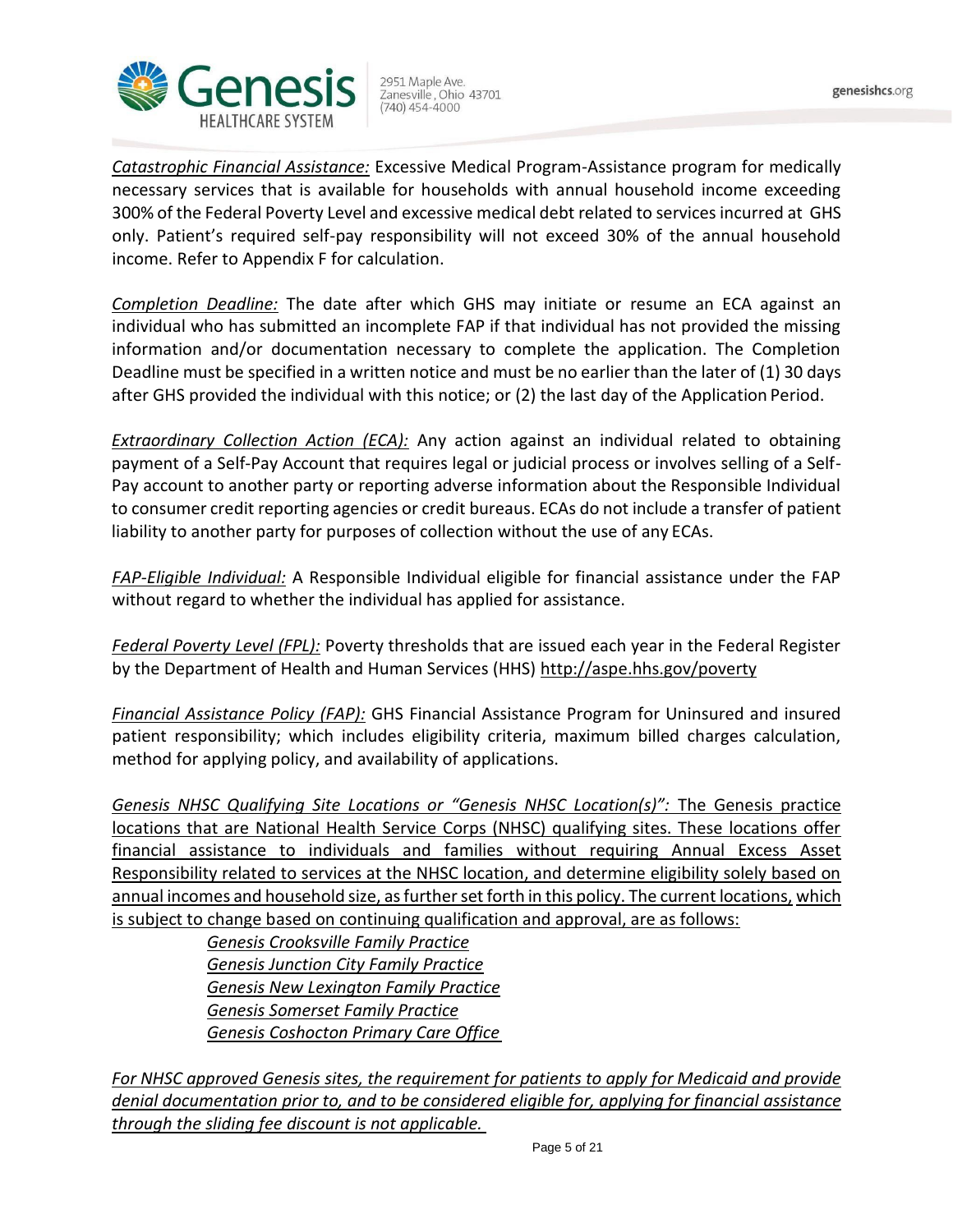*Catastrophic Financial Assistance:* Excessive Medical Program-Assistance program for medically necessary services that is available for households with annual household income exceeding 300% of the Federal Poverty Level and excessive medical debt related to services incurred at GHS only. Patient's required self-pay responsibility will not exceed 30% of the annual household income. Refer to Appendix F for calculation.

*Completion Deadline:* The date after which GHS may initiate or resume an ECA against an individual who has submitted an incomplete FAP if that individual has not provided the missing information and/or documentation necessary to complete the application. The Completion Deadline must be specified in a written notice and must be no earlier than the later of (1) 30 days after GHS provided the individual with this notice; or (2) the last day of the Application Period.

*Extraordinary Collection Action (ECA):* Any action against an individual related to obtaining payment of a Self-Pay Account that requires legal or judicial process or involves selling of a Self-Pay account to another party or reporting adverse information about the Responsible Individual to consumer credit reporting agencies or credit bureaus. ECAs do not include a transfer of patient liability to another party for purposes of collection without the use of any ECAs.

*FAP-Eligible Individual:* A Responsible Individual eligible for financial assistance under the FAP without regard to whether the individual has applied for assistance.

*Federal Poverty Level (FPL):* Poverty thresholds that are issued each year in the Federal Register by the Department of Health and Human Services (HHS) http://aspe.hhs.gov/poverty

*Financial Assistance Policy (FAP):* GHS Financial Assistance Program for Uninsured and insured patient responsibility; which includes eligibility criteria, maximum billed charges calculation, method for applying policy, and availability of applications.

*Genesis NHSC Qualifying Site Locations or "Genesis NHSC Location(s)":* The Genesis practice locations that are National Health Service Corps (NHSC) qualifying sites. These locations offer financial assistance to individuals and families without requiring Annual Excess Asset Responsibility related to services at the NHSC location, and determine eligibility solely based on annual incomes and household size, as further set forth in this policy. The current locations, which is subject to change based on continuing qualification and approval, are as follows:

- *Genesis Crooksville Family Practice*
- *Genesis Junction City Family Practice*
- *Genesis New Lexington Family Practice*
- *Genesis Somerset Family Practice*
- *Genesis Coshocton Primary Care Office*

*For NHSC approved Genesis sites, the requirement for patients to apply for Medicaid and provide denial documentation prior to, and to be considered eligible for, applying for financial assistance through the sliding fee discount is not applicable.*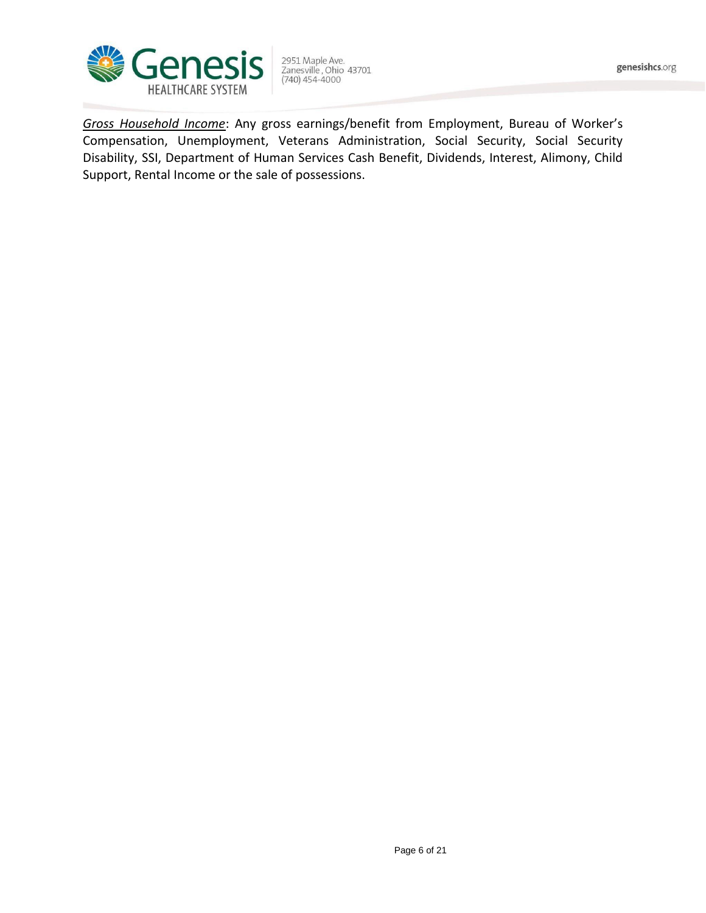*Gross Household Income*: Any gross earnings/benefit from Employment, Bureau of Worker's Compensation, Unemployment, Veterans Administration, Social Security, Social Security Disability, SSI, Department of Human Services Cash Benefit, Dividends, Interest, Alimony, Child Support, Rental Income or the sale of possessions.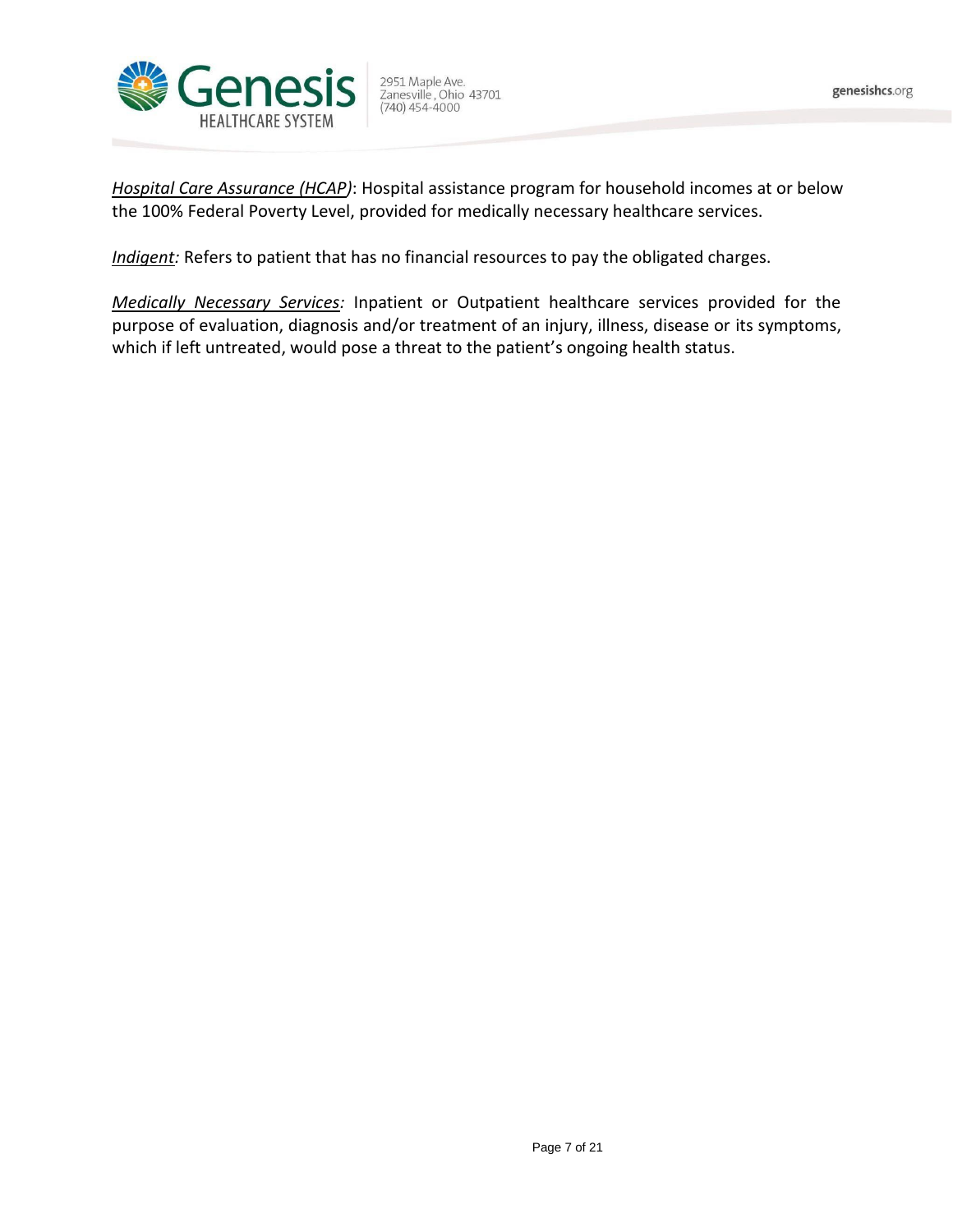*Hospital Care Assurance (HCAP)*: Hospital assistance program for household incomes at or below the 100% Federal Poverty Level, provided for medically necessary healthcare services.

*Indigent:* Refers to patient that has no financial resources to pay the obligated charges.

*Medically Necessary Services:* Inpatient or Outpatient healthcare services provided for the purpose of evaluation, diagnosis and/or treatment of an injury, illness, disease or its symptoms, which if left untreated, would pose a threat to the patient's ongoing health status.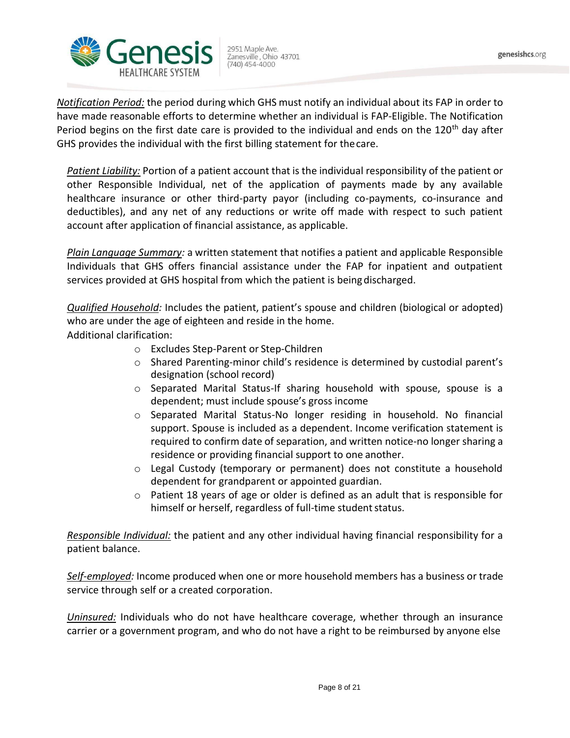*Notification Period:* the period during which GHS must notify an individual about its FAP in order to have made reasonable efforts to determine whether an individual is FAP-Eligible. The Notification Period begins on the first date care is provided to the individual and ends on the 120th day after GHS provides the individual with the first billing statement for the care.

*Patient Liability:* Portion of a patient account that is the individual responsibility of the patient or other Responsible Individual, net of the application of payments made by any available healthcare insurance or other third-party payor (including co-payments, co-insurance and deductibles), and any net of any reductions or write off made with respect to such patient account after application of financial assistance, as applicable.

*Plain Language Summary:* a written statement that notifies a patient and applicable Responsible Individuals that GHS offers financial assistance under the FAP for inpatient and outpatient services provided at GHS hospital from which the patient is being discharged.

*Qualified Household:* Includes the patient, patient's spouse and children (biological or adopted) who are under the age of eighteen and reside in the home.
Additional clarification:

- Excludes Step-Parent or Step-Children
- Shared Parenting-minor child's residence is determined by custodial parent's designation (school record)
- Separated Marital Status-If sharing household with spouse, spouse is a dependent; must include spouse's gross income
- Separated Marital Status-No longer residing in household. No financial support. Spouse is included as a dependent. Income verification statement is required to confirm date of separation, and written notice-no longer sharing a residence or providing financial support to one another.
- Legal Custody (temporary or permanent) does not constitute a household dependent for grandparent or appointed guardian.
- Patient 18 years of age or older is defined as an adult that is responsible for himself or herself, regardless of full-time student status.

*Responsible Individual:* the patient and any other individual having financial responsibility for a patient balance.

*Self-employed:* Income produced when one or more household members has a business or trade service through self or a created corporation.

*Uninsured:* Individuals who do not have healthcare coverage, whether through an insurance carrier or a government program, and who do not have a right to be reimbursed by anyone else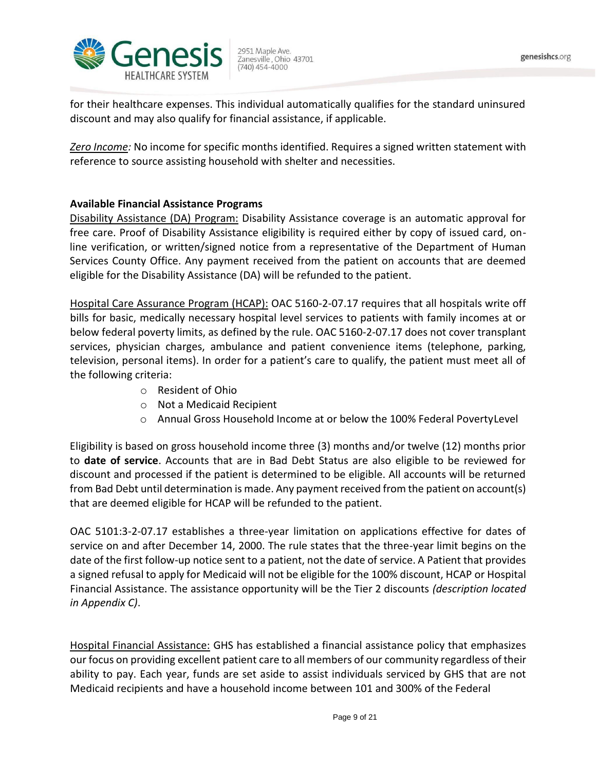for their healthcare expenses. This individual automatically qualifies for the standard uninsured discount and may also qualify for financial assistance, if applicable.

*Zero Income:* No income for specific months identified. Requires a signed written statement with reference to source assisting household with shelter and necessities.

**Available Financial Assistance Programs**

Disability Assistance (DA) Program: Disability Assistance coverage is an automatic approval for free care. Proof of Disability Assistance eligibility is required either by copy of issued card, on-line verification, or written/signed notice from a representative of the Department of Human Services County Office. Any payment received from the patient on accounts that are deemed eligible for the Disability Assistance (DA) will be refunded to the patient.

Hospital Care Assurance Program (HCAP): OAC 5160-2-07.17 requires that all hospitals write off bills for basic, medically necessary hospital level services to patients with family incomes at or below federal poverty limits, as defined by the rule. OAC 5160-2-07.17 does not cover transplant services, physician charges, ambulance and patient convenience items (telephone, parking, television, personal items). In order for a patient's care to qualify, the patient must meet all of the following criteria:

- Resident of Ohio
- Not a Medicaid Recipient
- Annual Gross Household Income at or below the 100% Federal Poverty Level

Eligibility is based on gross household income three (3) months and/or twelve (12) months prior to **date of service**. Accounts that are in Bad Debt Status are also eligible to be reviewed for discount and processed if the patient is determined to be eligible. All accounts will be returned from Bad Debt until determination is made. Any payment received from the patient on account(s) that are deemed eligible for HCAP will be refunded to the patient.

OAC 5101:3-2-07.17 establishes a three-year limitation on applications effective for dates of service on and after December 14, 2000. The rule states that the three-year limit begins on the date of the first follow-up notice sent to a patient, not the date of service. A Patient that provides a signed refusal to apply for Medicaid will not be eligible for the 100% discount, HCAP or Hospital Financial Assistance. The assistance opportunity will be the Tier 2 discounts *(description located in Appendix C)*.

Hospital Financial Assistance: GHS has established a financial assistance policy that emphasizes our focus on providing excellent patient care to all members of our community regardless of their ability to pay. Each year, funds are set aside to assist individuals serviced by GHS that are not Medicaid recipients and have a household income between 101 and 300% of the Federal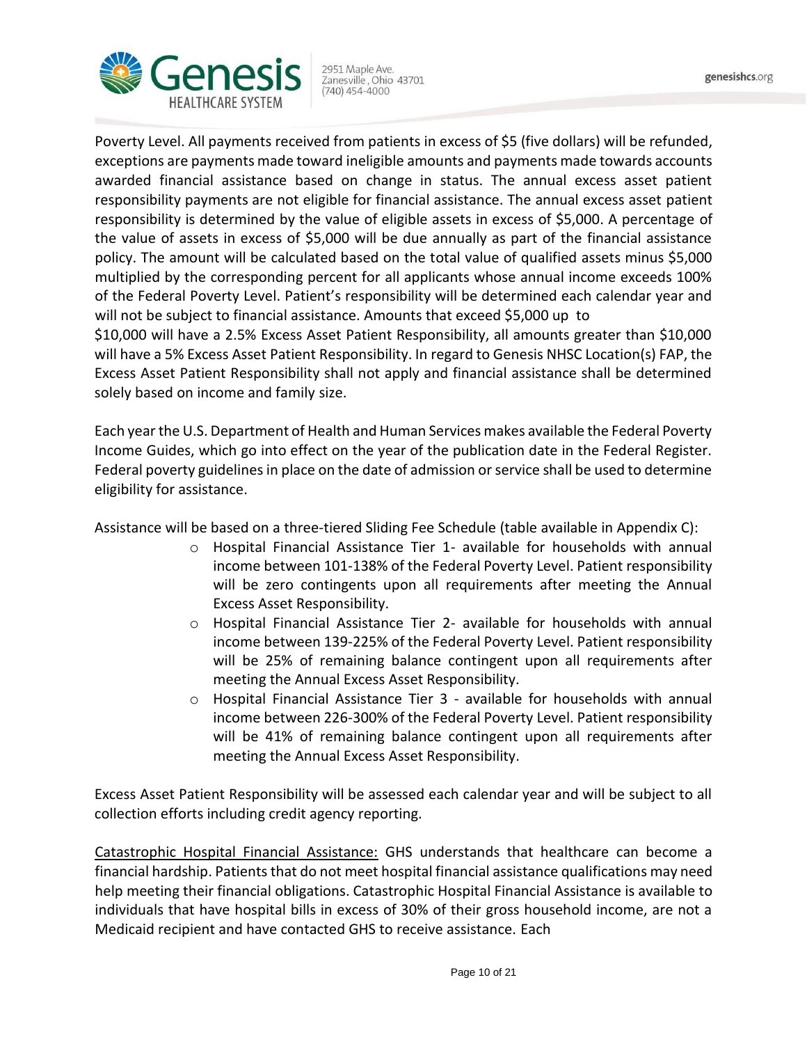Poverty Level. All payments received from patients in excess of $5 (five dollars) will be refunded, exceptions are payments made toward ineligible amounts and payments made towards accounts awarded financial assistance based on change in status. The annual excess asset patient responsibility payments are not eligible for financial assistance. The annual excess asset patient responsibility is determined by the value of eligible assets in excess of $5,000. A percentage of the value of assets in excess of $5,000 will be due annually as part of the financial assistance policy. The amount will be calculated based on the total value of qualified assets minus $5,000 multiplied by the corresponding percent for all applicants whose annual income exceeds 100% of the Federal Poverty Level. Patient's responsibility will be determined each calendar year and will not be subject to financial assistance. Amounts that exceed $5,000 up to $10,000 will have a 2.5% Excess Asset Patient Responsibility, all amounts greater than $10,000 will have a 5% Excess Asset Patient Responsibility. In regard to Genesis NHSC Location(s) FAP, the Excess Asset Patient Responsibility shall not apply and financial assistance shall be determined solely based on income and family size.

Each year the U.S. Department of Health and Human Services makes available the Federal Poverty Income Guides, which go into effect on the year of the publication date in the Federal Register. Federal poverty guidelines in place on the date of admission or service shall be used to determine eligibility for assistance.

Assistance will be based on a three-tiered Sliding Fee Schedule (table available in Appendix C):

- Hospital Financial Assistance Tier 1- available for households with annual income between 101-138% of the Federal Poverty Level. Patient responsibility will be zero contingents upon all requirements after meeting the Annual Excess Asset Responsibility.
- Hospital Financial Assistance Tier 2- available for households with annual income between 139-225% of the Federal Poverty Level. Patient responsibility will be 25% of remaining balance contingent upon all requirements after meeting the Annual Excess Asset Responsibility.
- Hospital Financial Assistance Tier 3 - available for households with annual income between 226-300% of the Federal Poverty Level. Patient responsibility will be 41% of remaining balance contingent upon all requirements after meeting the Annual Excess Asset Responsibility.

Excess Asset Patient Responsibility will be assessed each calendar year and will be subject to all collection efforts including credit agency reporting.

Catastrophic Hospital Financial Assistance: GHS understands that healthcare can become a financial hardship. Patients that do not meet hospital financial assistance qualifications may need help meeting their financial obligations. Catastrophic Hospital Financial Assistance is available to individuals that have hospital bills in excess of 30% of their gross household income, are not a Medicaid recipient and have contacted GHS to receive assistance. Each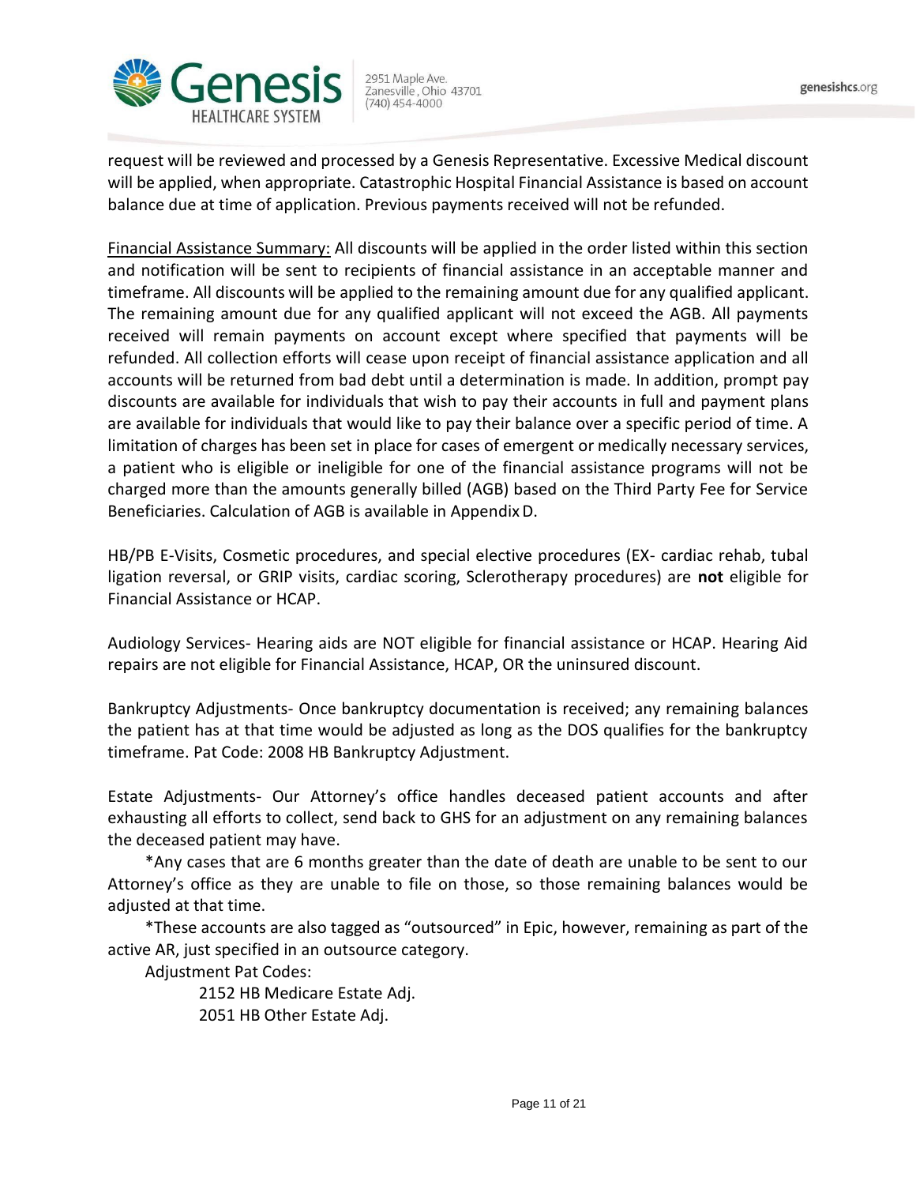request will be reviewed and processed by a Genesis Representative. Excessive Medical discount will be applied, when appropriate. Catastrophic Hospital Financial Assistance is based on account balance due at time of application. Previous payments received will not be refunded.

Financial Assistance Summary: All discounts will be applied in the order listed within this section and notification will be sent to recipients of financial assistance in an acceptable manner and timeframe. All discounts will be applied to the remaining amount due for any qualified applicant. The remaining amount due for any qualified applicant will not exceed the AGB. All payments received will remain payments on account except where specified that payments will be refunded. All collection efforts will cease upon receipt of financial assistance application and all accounts will be returned from bad debt until a determination is made. In addition, prompt pay discounts are available for individuals that wish to pay their accounts in full and payment plans are available for individuals that would like to pay their balance over a specific period of time. A limitation of charges has been set in place for cases of emergent or medically necessary services, a patient who is eligible or ineligible for one of the financial assistance programs will not be charged more than the amounts generally billed (AGB) based on the Third Party Fee for Service Beneficiaries. Calculation of AGB is available in Appendix D.

HB/PB E-Visits, Cosmetic procedures, and special elective procedures (EX- cardiac rehab, tubal ligation reversal, or GRIP visits, cardiac scoring, Sclerotherapy procedures) are **not** eligible for Financial Assistance or HCAP.

Audiology Services- Hearing aids are NOT eligible for financial assistance or HCAP. Hearing Aid repairs are not eligible for Financial Assistance, HCAP, OR the uninsured discount.

Bankruptcy Adjustments- Once bankruptcy documentation is received; any remaining balances the patient has at that time would be adjusted as long as the DOS qualifies for the bankruptcy timeframe. Pat Code: 2008 HB Bankruptcy Adjustment.

Estate Adjustments- Our Attorney's office handles deceased patient accounts and after exhausting all efforts to collect, send back to GHS for an adjustment on any remaining balances the deceased patient may have.

*Any cases that are 6 months greater than the date of death are unable to be sent to our Attorney's office as they are unable to file on those, so those remaining balances would be adjusted at that time.

*These accounts are also tagged as "outsourced" in Epic, however, remaining as part of the active AR, just specified in an outsource category.

Adjustment Pat Codes:

2152 HB Medicare Estate Adj.
2051 HB Other Estate Adj.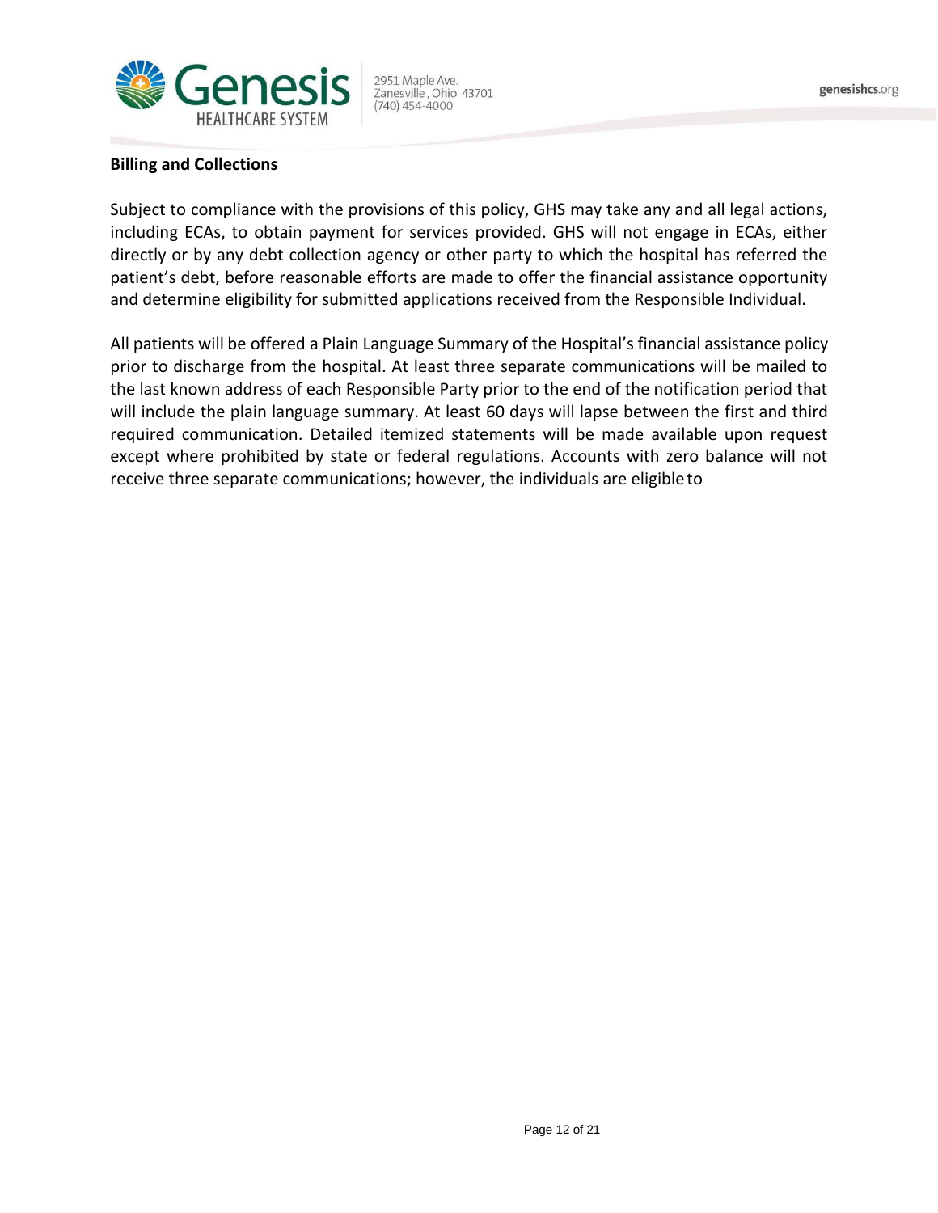**Billing and Collections**

Subject to compliance with the provisions of this policy, GHS may take any and all legal actions, including ECAs, to obtain payment for services provided. GHS will not engage in ECAs, either directly or by any debt collection agency or other party to which the hospital has referred the patient's debt, before reasonable efforts are made to offer the financial assistance opportunity and determine eligibility for submitted applications received from the Responsible Individual.

All patients will be offered a Plain Language Summary of the Hospital's financial assistance policy prior to discharge from the hospital. At least three separate communications will be mailed to the last known address of each Responsible Party prior to the end of the notification period that will include the plain language summary. At least 60 days will lapse between the first and third required communication. Detailed itemized statements will be made available upon request except where prohibited by state or federal regulations. Accounts with zero balance will not receive three separate communications; however, the individuals are eligible to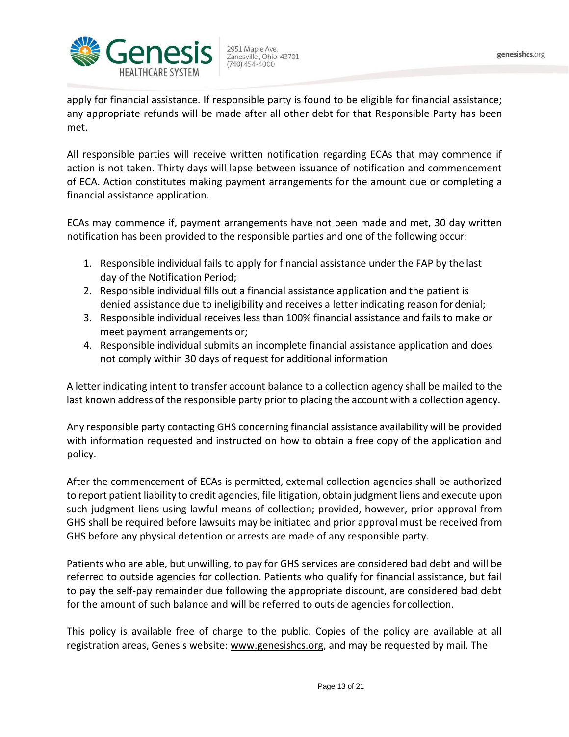apply for financial assistance. If responsible party is found to be eligible for financial assistance; any appropriate refunds will be made after all other debt for that Responsible Party has been met.

All responsible parties will receive written notification regarding ECAs that may commence if action is not taken. Thirty days will lapse between issuance of notification and commencement of ECA. Action constitutes making payment arrangements for the amount due or completing a financial assistance application.

ECAs may commence if, payment arrangements have not been made and met, 30 day written notification has been provided to the responsible parties and one of the following occur:

1. Responsible individual fails to apply for financial assistance under the FAP by the last day of the Notification Period;
2. Responsible individual fills out a financial assistance application and the patient is denied assistance due to ineligibility and receives a letter indicating reason for denial;
3. Responsible individual receives less than 100% financial assistance and fails to make or meet payment arrangements or;
4. Responsible individual submits an incomplete financial assistance application and does not comply within 30 days of request for additional information

A letter indicating intent to transfer account balance to a collection agency shall be mailed to the last known address of the responsible party prior to placing the account with a collection agency.

Any responsible party contacting GHS concerning financial assistance availability will be provided with information requested and instructed on how to obtain a free copy of the application and policy.

After the commencement of ECAs is permitted, external collection agencies shall be authorized to report patient liability to credit agencies, file litigation, obtain judgment liens and execute upon such judgment liens using lawful means of collection; provided, however, prior approval from GHS shall be required before lawsuits may be initiated and prior approval must be received from GHS before any physical detention or arrests are made of any responsible party.

Patients who are able, but unwilling, to pay for GHS services are considered bad debt and will be referred to outside agencies for collection. Patients who qualify for financial assistance, but fail to pay the self-pay remainder due following the appropriate discount, are considered bad debt for the amount of such balance and will be referred to outside agencies for collection.

This policy is available free of charge to the public. Copies of the policy are available at all registration areas, Genesis website: www.genesishcs.org, and may be requested by mail. The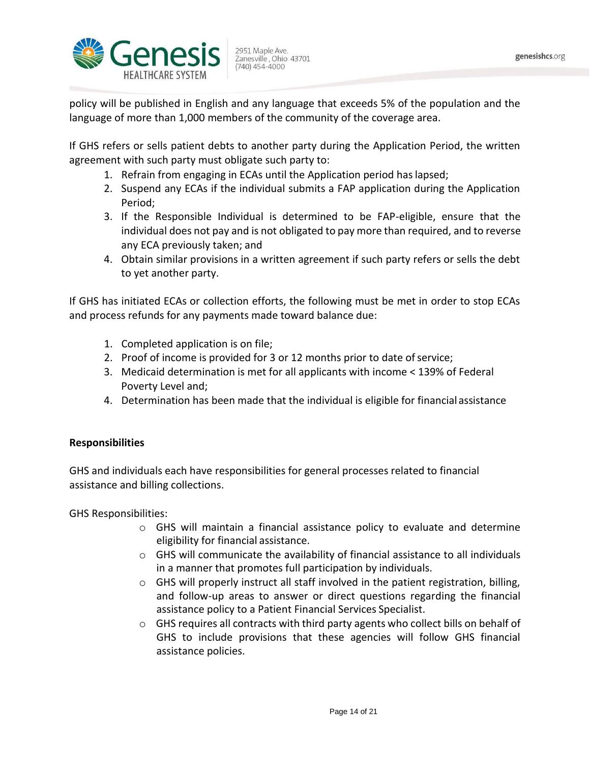policy will be published in English and any language that exceeds 5% of the population and the language of more than 1,000 members of the community of the coverage area.

If GHS refers or sells patient debts to another party during the Application Period, the written agreement with such party must obligate such party to:

1. Refrain from engaging in ECAs until the Application period has lapsed;
2. Suspend any ECAs if the individual submits a FAP application during the Application Period;
3. If the Responsible Individual is determined to be FAP-eligible, ensure that the individual does not pay and is not obligated to pay more than required, and to reverse any ECA previously taken; and
4. Obtain similar provisions in a written agreement if such party refers or sells the debt to yet another party.

If GHS has initiated ECAs or collection efforts, the following must be met in order to stop ECAs and process refunds for any payments made toward balance due:

1. Completed application is on file;
2. Proof of income is provided for 3 or 12 months prior to date of service;
3. Medicaid determination is met for all applicants with income < 139% of Federal Poverty Level and;
4. Determination has been made that the individual is eligible for financial assistance

**Responsibilities**

GHS and individuals each have responsibilities for general processes related to financial assistance and billing collections.

GHS Responsibilities:

- GHS will maintain a financial assistance policy to evaluate and determine eligibility for financial assistance.
- GHS will communicate the availability of financial assistance to all individuals in a manner that promotes full participation by individuals.
- GHS will properly instruct all staff involved in the patient registration, billing, and follow-up areas to answer or direct questions regarding the financial assistance policy to a Patient Financial Services Specialist.
- GHS requires all contracts with third party agents who collect bills on behalf of GHS to include provisions that these agencies will follow GHS financial assistance policies.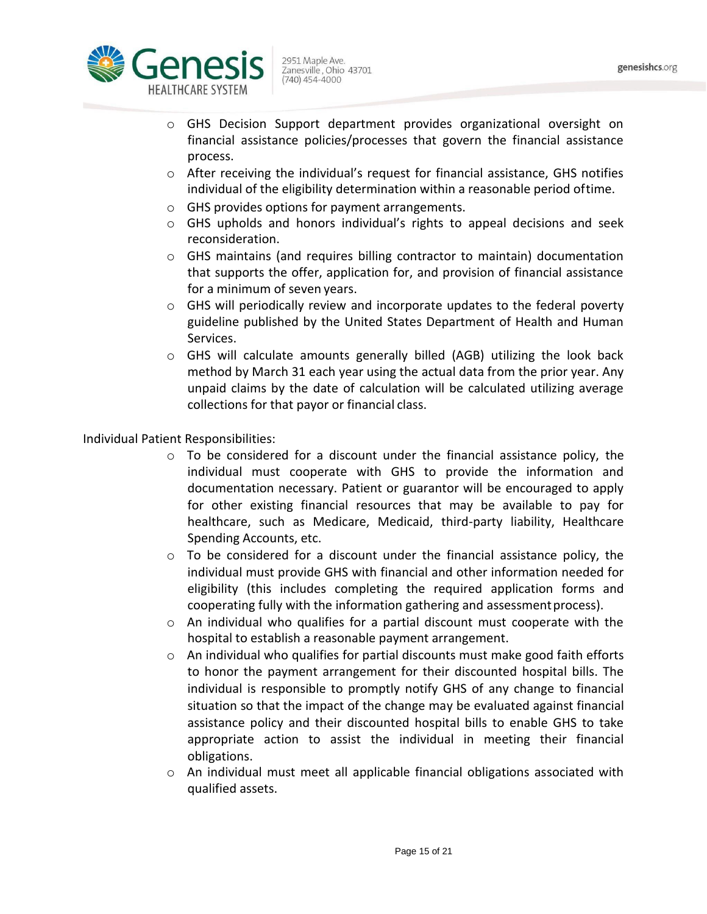- GHS Decision Support department provides organizational oversight on financial assistance policies/processes that govern the financial assistance process.
- After receiving the individual's request for financial assistance, GHS notifies individual of the eligibility determination within a reasonable period of time.
- GHS provides options for payment arrangements.
- GHS upholds and honors individual's rights to appeal decisions and seek reconsideration.
- GHS maintains (and requires billing contractor to maintain) documentation that supports the offer, application for, and provision of financial assistance for a minimum of seven years.
- GHS will periodically review and incorporate updates to the federal poverty guideline published by the United States Department of Health and Human Services.
- GHS will calculate amounts generally billed (AGB) utilizing the look back method by March 31 each year using the actual data from the prior year. Any unpaid claims by the date of calculation will be calculated utilizing average collections for that payor or financial class.

Individual Patient Responsibilities:

- To be considered for a discount under the financial assistance policy, the individual must cooperate with GHS to provide the information and documentation necessary. Patient or guarantor will be encouraged to apply for other existing financial resources that may be available to pay for healthcare, such as Medicare, Medicaid, third-party liability, Healthcare Spending Accounts, etc.
- To be considered for a discount under the financial assistance policy, the individual must provide GHS with financial and other information needed for eligibility (this includes completing the required application forms and cooperating fully with the information gathering and assessment process).
- An individual who qualifies for a partial discount must cooperate with the hospital to establish a reasonable payment arrangement.
- An individual who qualifies for partial discounts must make good faith efforts to honor the payment arrangement for their discounted hospital bills. The individual is responsible to promptly notify GHS of any change to financial situation so that the impact of the change may be evaluated against financial assistance policy and their discounted hospital bills to enable GHS to take appropriate action to assist the individual in meeting their financial obligations.
- An individual must meet all applicable financial obligations associated with qualified assets.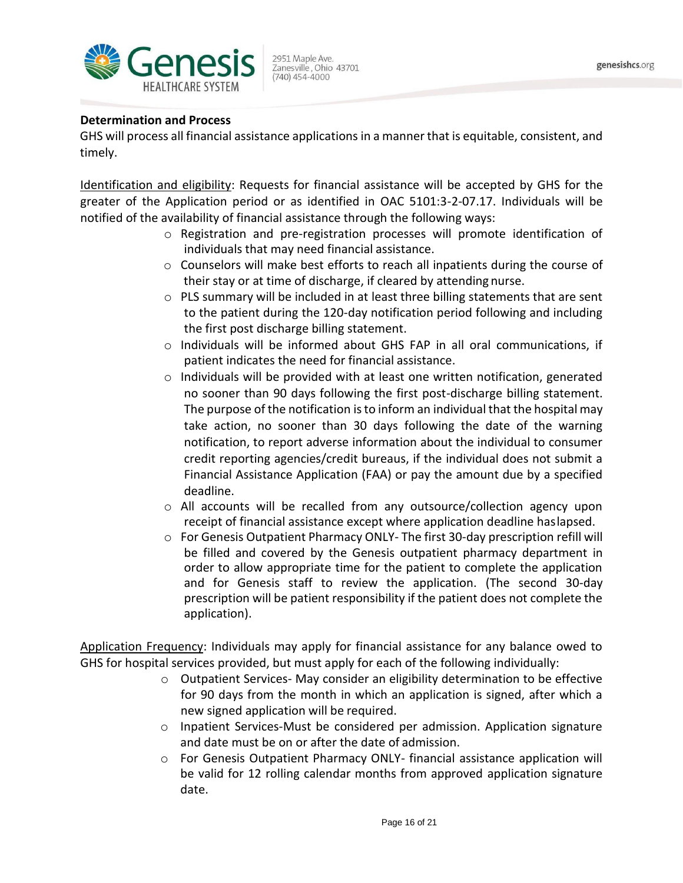**Determination and Process**

GHS will process all financial assistance applications in a manner that is equitable, consistent, and timely.

Identification and eligibility: Requests for financial assistance will be accepted by GHS for the greater of the Application period or as identified in OAC 5101:3-2-07.17. Individuals will be notified of the availability of financial assistance through the following ways:

- Registration and pre-registration processes will promote identification of individuals that may need financial assistance.
- Counselors will make best efforts to reach all inpatients during the course of their stay or at time of discharge, if cleared by attending nurse.
- PLS summary will be included in at least three billing statements that are sent to the patient during the 120-day notification period following and including the first post discharge billing statement.
- Individuals will be informed about GHS FAP in all oral communications, if patient indicates the need for financial assistance.
- Individuals will be provided with at least one written notification, generated no sooner than 90 days following the first post-discharge billing statement. The purpose of the notification is to inform an individual that the hospital may take action, no sooner than 30 days following the date of the warning notification, to report adverse information about the individual to consumer credit reporting agencies/credit bureaus, if the individual does not submit a Financial Assistance Application (FAA) or pay the amount due by a specified deadline.
- All accounts will be recalled from any outsource/collection agency upon receipt of financial assistance except where application deadline has lapsed.
- For Genesis Outpatient Pharmacy ONLY- The first 30-day prescription refill will be filled and covered by the Genesis outpatient pharmacy department in order to allow appropriate time for the patient to complete the application and for Genesis staff to review the application. (The second 30-day prescription will be patient responsibility if the patient does not complete the application).

Application Frequency: Individuals may apply for financial assistance for any balance owed to GHS for hospital services provided, but must apply for each of the following individually:

- Outpatient Services- May consider an eligibility determination to be effective for 90 days from the month in which an application is signed, after which a new signed application will be required.
- Inpatient Services-Must be considered per admission. Application signature and date must be on or after the date of admission.
- For Genesis Outpatient Pharmacy ONLY- financial assistance application will be valid for 12 rolling calendar months from approved application signature date.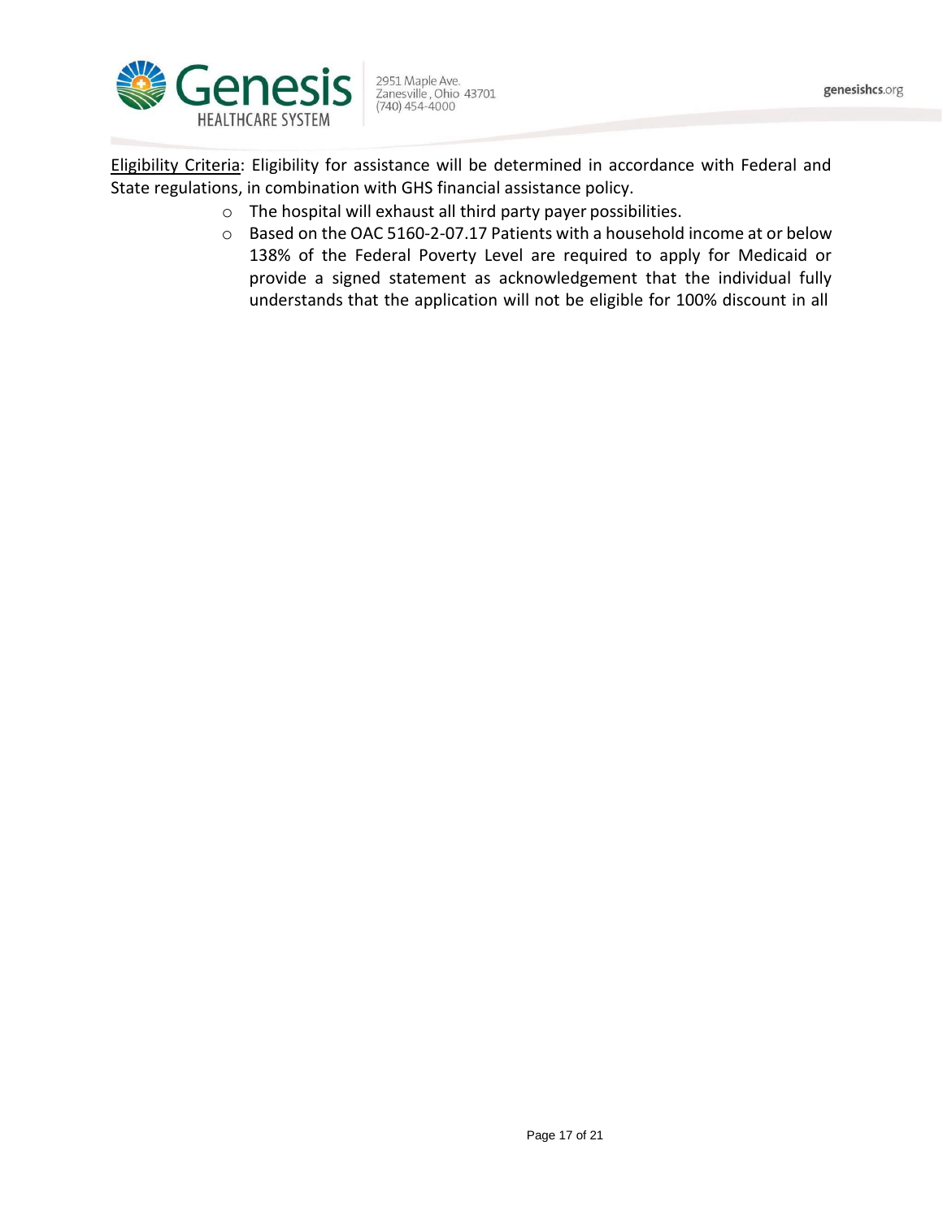Eligibility Criteria: Eligibility for assistance will be determined in accordance with Federal and State regulations, in combination with GHS financial assistance policy.

- The hospital will exhaust all third party payer possibilities.
- Based on the OAC 5160-2-07.17 Patients with a household income at or below 138% of the Federal Poverty Level are required to apply for Medicaid or provide a signed statement as acknowledgement that the individual fully understands that the application will not be eligible for 100% discount in all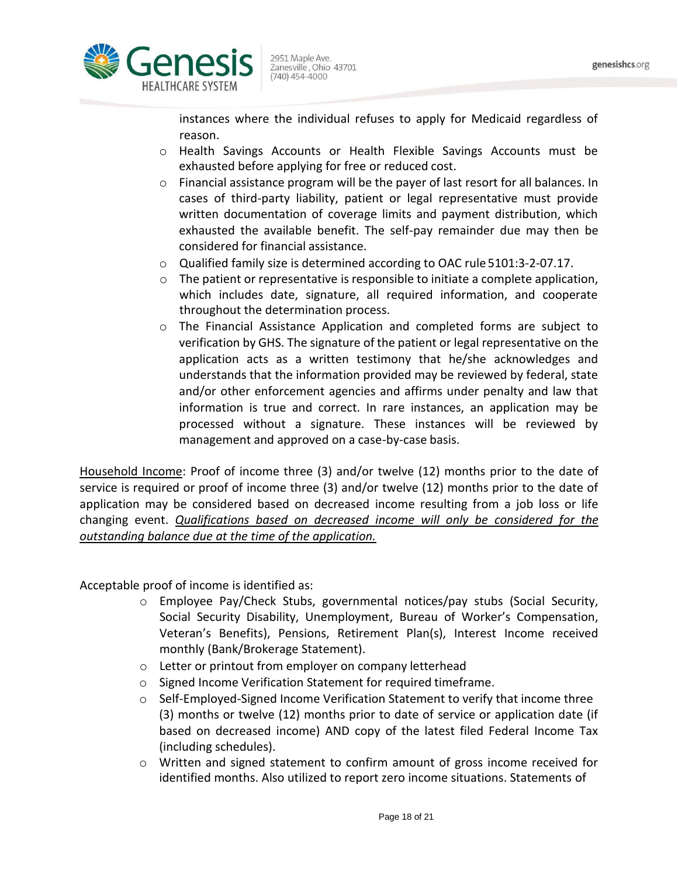instances where the individual refuses to apply for Medicaid regardless of reason.

- Health Savings Accounts or Health Flexible Savings Accounts must be exhausted before applying for free or reduced cost.
- Financial assistance program will be the payer of last resort for all balances. In cases of third-party liability, patient or legal representative must provide written documentation of coverage limits and payment distribution, which exhausted the available benefit. The self-pay remainder due may then be considered for financial assistance.
- Qualified family size is determined according to OAC rule 5101:3-2-07.17.
- The patient or representative is responsible to initiate a complete application, which includes date, signature, all required information, and cooperate throughout the determination process.
- The Financial Assistance Application and completed forms are subject to verification by GHS. The signature of the patient or legal representative on the application acts as a written testimony that he/she acknowledges and understands that the information provided may be reviewed by federal, state and/or other enforcement agencies and affirms under penalty and law that information is true and correct. In rare instances, an application may be processed without a signature. These instances will be reviewed by management and approved on a case-by-case basis.

<u>Household Income</u>: Proof of income three (3) and/or twelve (12) months prior to the date of service is required or proof of income three (3) and/or twelve (12) months prior to the date of application may be considered based on decreased income resulting from a job loss or life changing event. <u>*Qualifications based on decreased income will only be considered for the outstanding balance due at the time of the application.*</u>

Acceptable proof of income is identified as:

- Employee Pay/Check Stubs, governmental notices/pay stubs (Social Security, Social Security Disability, Unemployment, Bureau of Worker's Compensation, Veteran's Benefits), Pensions, Retirement Plan(s), Interest Income received monthly (Bank/Brokerage Statement).
- Letter or printout from employer on company letterhead
- Signed Income Verification Statement for required timeframe.
- Self-Employed-Signed Income Verification Statement to verify that income three (3) months or twelve (12) months prior to date of service or application date (if based on decreased income) AND copy of the latest filed Federal Income Tax (including schedules).
- Written and signed statement to confirm amount of gross income received for identified months. Also utilized to report zero income situations. Statements of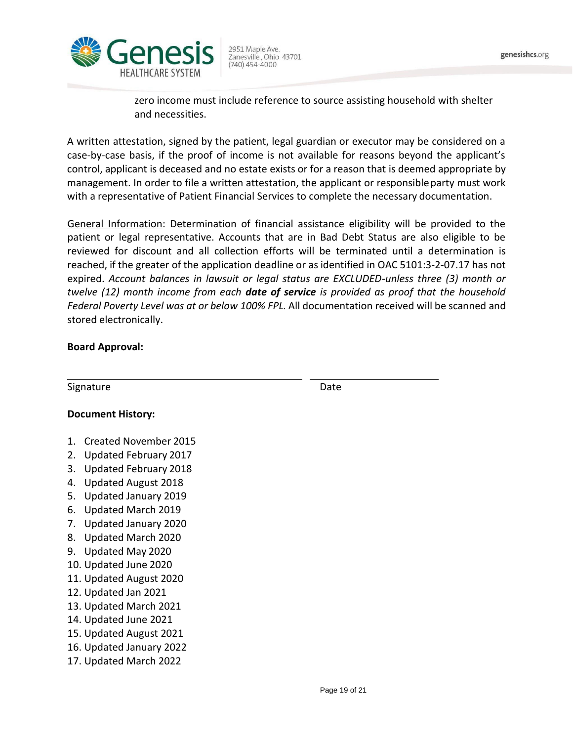zero income must include reference to source assisting household with shelter and necessities.

A written attestation, signed by the patient, legal guardian or executor may be considered on a case-by-case basis, if the proof of income is not available for reasons beyond the applicant's control, applicant is deceased and no estate exists or for a reason that is deemed appropriate by management. In order to file a written attestation, the applicant or responsible party must work with a representative of Patient Financial Services to complete the necessary documentation.

General Information: Determination of financial assistance eligibility will be provided to the patient or legal representative. Accounts that are in Bad Debt Status are also eligible to be reviewed for discount and all collection efforts will be terminated until a determination is reached, if the greater of the application deadline or as identified in OAC 5101:3-2-07.17 has not expired. *Account balances in lawsuit or legal status are EXCLUDED-unless three (3) month or twelve (12) month income from each* ***date of service*** *is provided as proof that the household Federal Poverty Level was at or below 100% FPL.* All documentation received will be scanned and stored electronically.

**Board Approval:**

Signature ______________________ Date ______________

**Document History:**

1. Created November 2015
2. Updated February 2017
3. Updated February 2018
4. Updated August 2018
5. Updated January 2019
6. Updated March 2019
7. Updated January 2020
8. Updated March 2020
9. Updated May 2020
10. Updated June 2020
11. Updated August 2020
12. Updated Jan 2021
13. Updated March 2021
14. Updated June 2021
15. Updated August 2021
16. Updated January 2022
17. Updated March 2022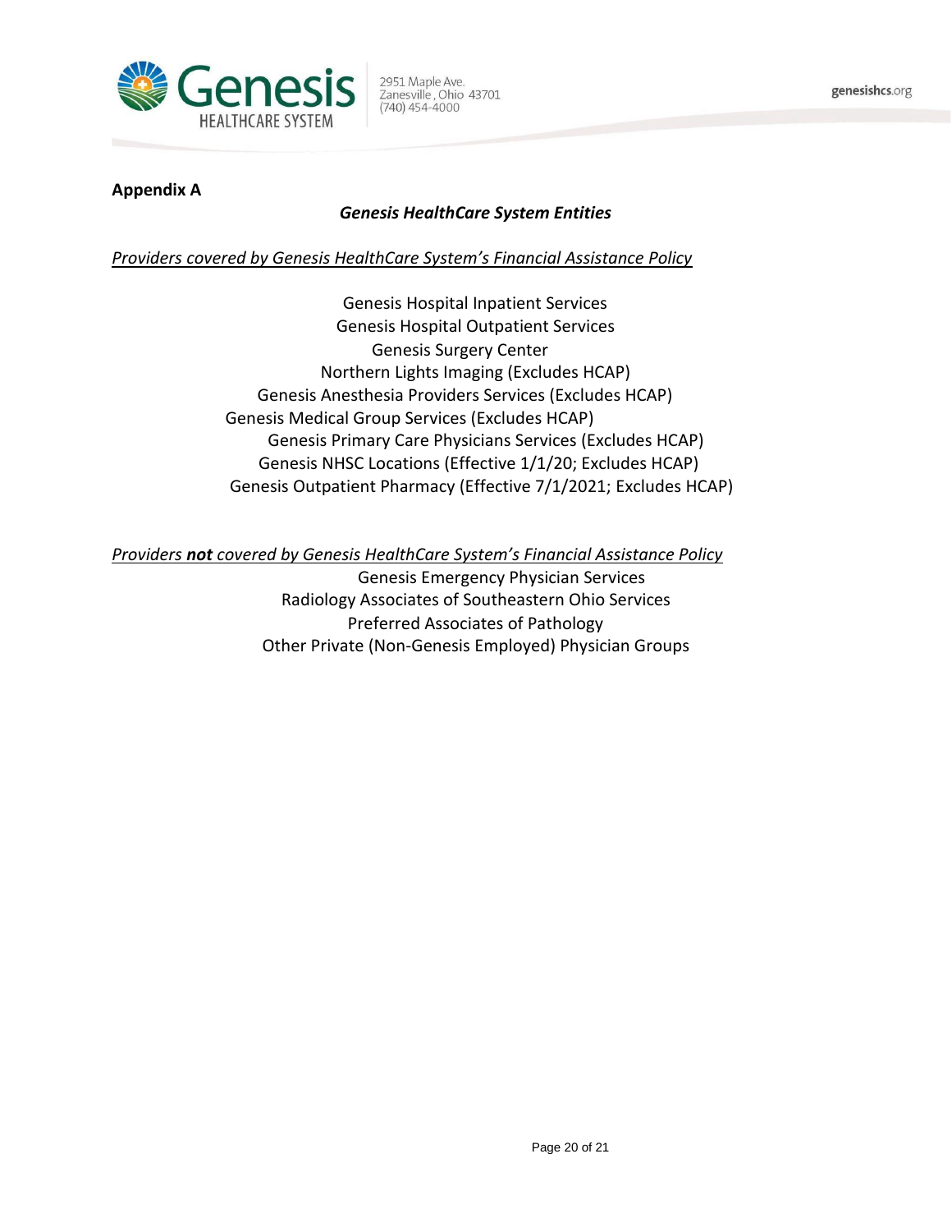## Appendix A

### *Genesis HealthCare System Entities*

*Providers covered by Genesis HealthCare System's Financial Assistance Policy*

Genesis Hospital Inpatient Services
Genesis Hospital Outpatient Services
Genesis Surgery Center
Northern Lights Imaging (Excludes HCAP)
Genesis Anesthesia Providers Services (Excludes HCAP)
Genesis Medical Group Services (Excludes HCAP)
Genesis Primary Care Physicians Services (Excludes HCAP)
Genesis NHSC Locations (Effective 1/1/20; Excludes HCAP)
Genesis Outpatient Pharmacy (Effective 7/1/2021; Excludes HCAP)

*Providers **not** covered by Genesis HealthCare System's Financial Assistance Policy*

Genesis Emergency Physician Services
Radiology Associates of Southeastern Ohio Services
Preferred Associates of Pathology
Other Private (Non-Genesis Employed) Physician Groups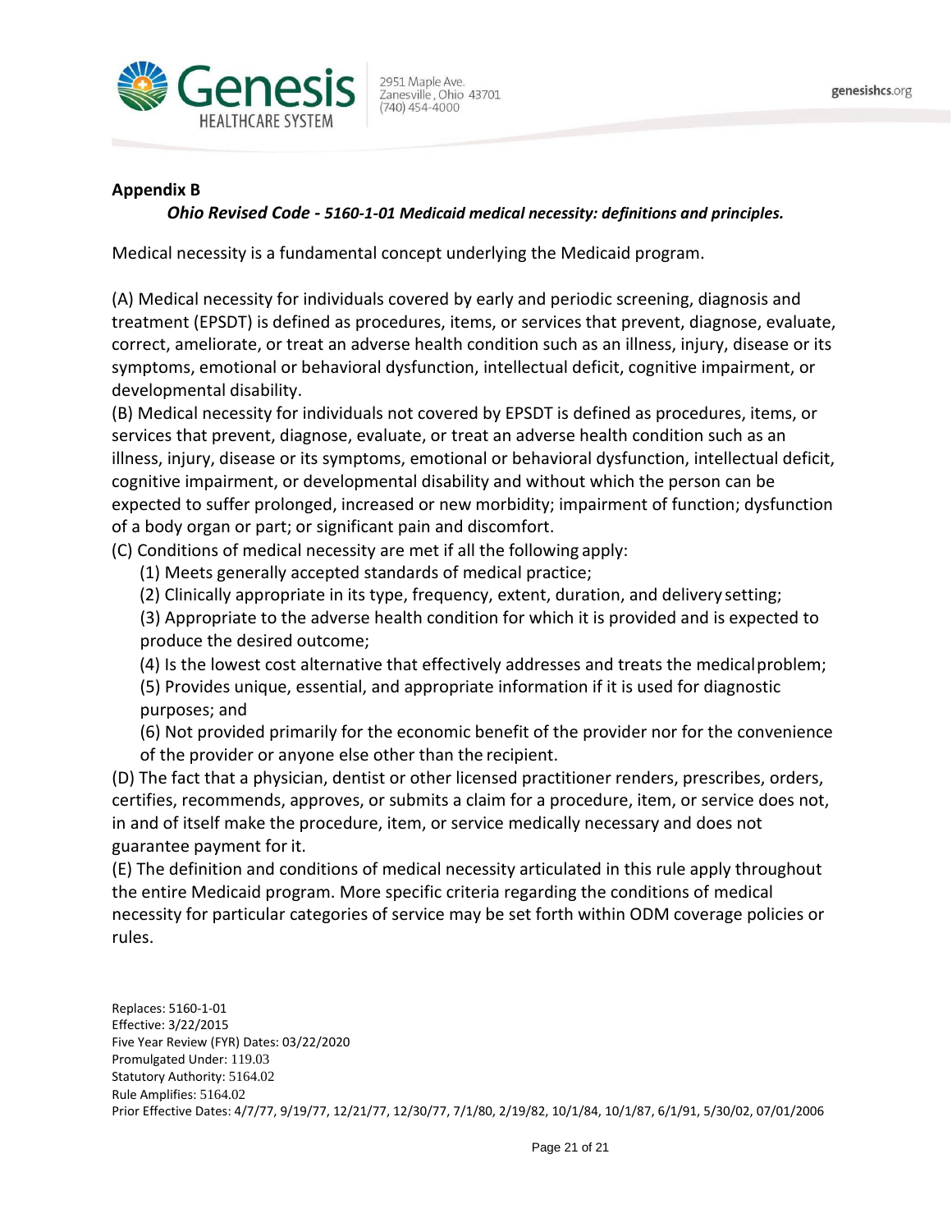**Appendix B**

***Ohio Revised Code - 5160-1-01 Medicaid medical necessity: definitions and principles.***

Medical necessity is a fundamental concept underlying the Medicaid program.

(A) Medical necessity for individuals covered by early and periodic screening, diagnosis and treatment (EPSDT) is defined as procedures, items, or services that prevent, diagnose, evaluate, correct, ameliorate, or treat an adverse health condition such as an illness, injury, disease or its symptoms, emotional or behavioral dysfunction, intellectual deficit, cognitive impairment, or developmental disability.

(B) Medical necessity for individuals not covered by EPSDT is defined as procedures, items, or services that prevent, diagnose, evaluate, or treat an adverse health condition such as an illness, injury, disease or its symptoms, emotional or behavioral dysfunction, intellectual deficit, cognitive impairment, or developmental disability and without which the person can be expected to suffer prolonged, increased or new morbidity; impairment of function; dysfunction of a body organ or part; or significant pain and discomfort.

(C) Conditions of medical necessity are met if all the following apply:

(1) Meets generally accepted standards of medical practice;

(2) Clinically appropriate in its type, frequency, extent, duration, and delivery setting;

(3) Appropriate to the adverse health condition for which it is provided and is expected to produce the desired outcome;

(4) Is the lowest cost alternative that effectively addresses and treats the medical problem;

(5) Provides unique, essential, and appropriate information if it is used for diagnostic purposes; and

(6) Not provided primarily for the economic benefit of the provider nor for the convenience of the provider or anyone else other than the recipient.

(D) The fact that a physician, dentist or other licensed practitioner renders, prescribes, orders, certifies, recommends, approves, or submits a claim for a procedure, item, or service does not, in and of itself make the procedure, item, or service medically necessary and does not guarantee payment for it.

(E) The definition and conditions of medical necessity articulated in this rule apply throughout the entire Medicaid program. More specific criteria regarding the conditions of medical necessity for particular categories of service may be set forth within ODM coverage policies or rules.

Replaces: 5160-1-01
Effective: 3/22/2015
Five Year Review (FYR) Dates: 03/22/2020
Promulgated Under: 119.03
Statutory Authority: 5164.02
Rule Amplifies: 5164.02
Prior Effective Dates: 4/7/77, 9/19/77, 12/21/77, 12/30/77, 7/1/80, 2/19/82, 10/1/84, 10/1/87, 6/1/91, 5/30/02, 07/01/2006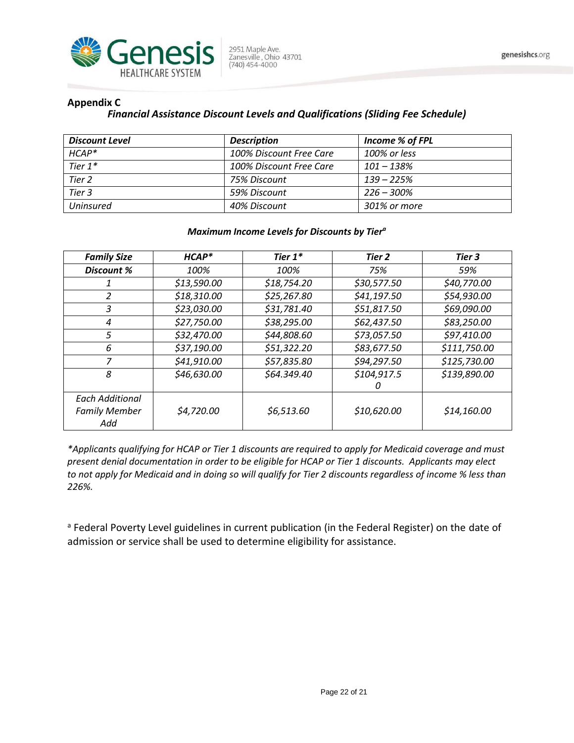**Appendix C**

***Financial Assistance Discount Levels and Qualifications (Sliding Fee Schedule)***

| ***Discount Level*** | ***Description*** | ***Income % of FPL*** |
|---|---|---|
| *HCAP** | *100% Discount Free Care* | *100% or less* |
| *Tier 1** | *100% Discount Free Care* | *101 – 138%* |
| *Tier 2* | *75% Discount* | *139 – 225%* |
| *Tier 3* | *59% Discount* | *226 – 300%* |
| *Uninsured* | *40% Discount* | *301% or more* |

***Maximum Income Levels for Discounts by Tier[a]***

| ***Family Size*** | ***HCAP**** | ***Tier 1**** | ***Tier 2*** | ***Tier 3*** |
|---|---|---|---|---|
| ***Discount %*** | *100%* | *100%* | *75%* | *59%* |
| *1* | *$13,590.00* | *$18,754.20* | *$30,577.50* | *$40,770.00* |
| *2* | *$18,310.00* | *$25,267.80* | *$41,197.50* | *$54,930.00* |
| *3* | *$23,030.00* | *$31,781.40* | *$51,817.50* | *$69,090.00* |
| *4* | *$27,750.00* | *$38,295.00* | *$62,437.50* | *$83,250.00* |
| *5* | *$32,470.00* | *$44,808.60* | *$73,057.50* | *$97,410.00* |
| *6* | *$37,190.00* | *$51,322.20* | *$83,677.50* | *$111,750.00* |
| *7* | *$41,910.00* | *$57,835.80* | *$94,297.50* | *$125,730.00* |
| *8* | *$46,630.00* | *$64.349.40* | *$104,917.50* | *$139,890.00* |
| *Each Additional Family Member Add* | *$4,720.00* | *$6,513.60* | *$10,620.00* | *$14,160.00* |

**Applicants qualifying for HCAP or Tier 1 discounts are required to apply for Medicaid coverage and must present denial documentation in order to be eligible for HCAP or Tier 1 discounts. Applicants may elect to not apply for Medicaid and in doing so will qualify for Tier 2 discounts regardless of income % less than 226%.*

[a] Federal Poverty Level guidelines in current publication (in the Federal Register) on the date of admission or service shall be used to determine eligibility for assistance.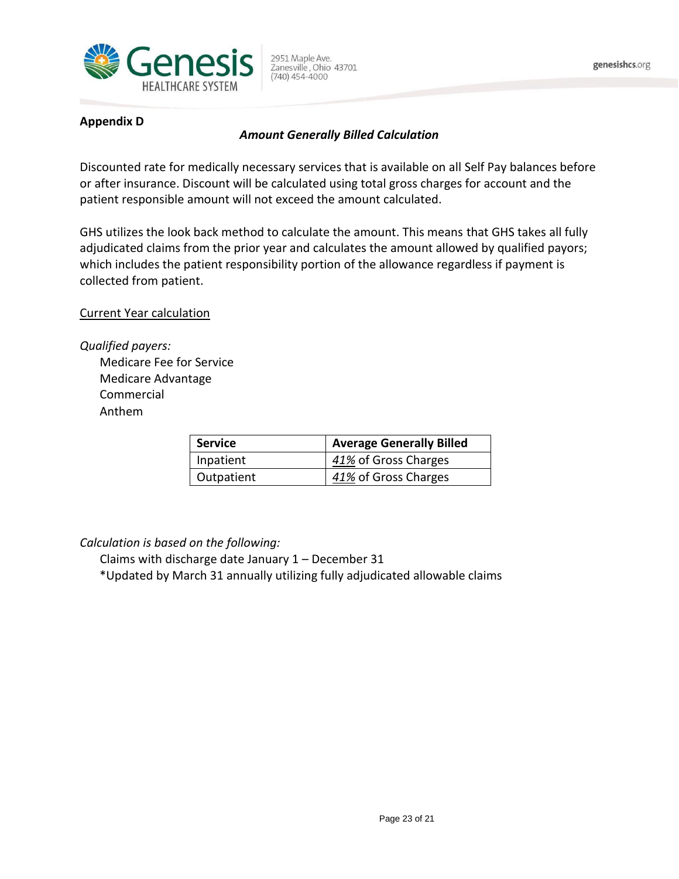**Appendix D**

***Amount Generally Billed Calculation***

Discounted rate for medically necessary services that is available on all Self Pay balances before or after insurance. Discount will be calculated using total gross charges for account and the patient responsible amount will not exceed the amount calculated.

GHS utilizes the look back method to calculate the amount. This means that GHS takes all fully adjudicated claims from the prior year and calculates the amount allowed by qualified payors; which includes the patient responsibility portion of the allowance regardless if payment is collected from patient.

<u>Current Year calculation</u>

*Qualified payers:*

- Medicare Fee for Service
- Medicare Advantage
- Commercial
- Anthem

| Service | Average Generally Billed |
|---|---|
| Inpatient | <u>*41%*</u> of Gross Charges |
| Outpatient | <u>*41%*</u> of Gross Charges |

*Calculation is based on the following:*

Claims with discharge date January 1 – December 31

*Updated by March 31 annually utilizing fully adjudicated allowable claims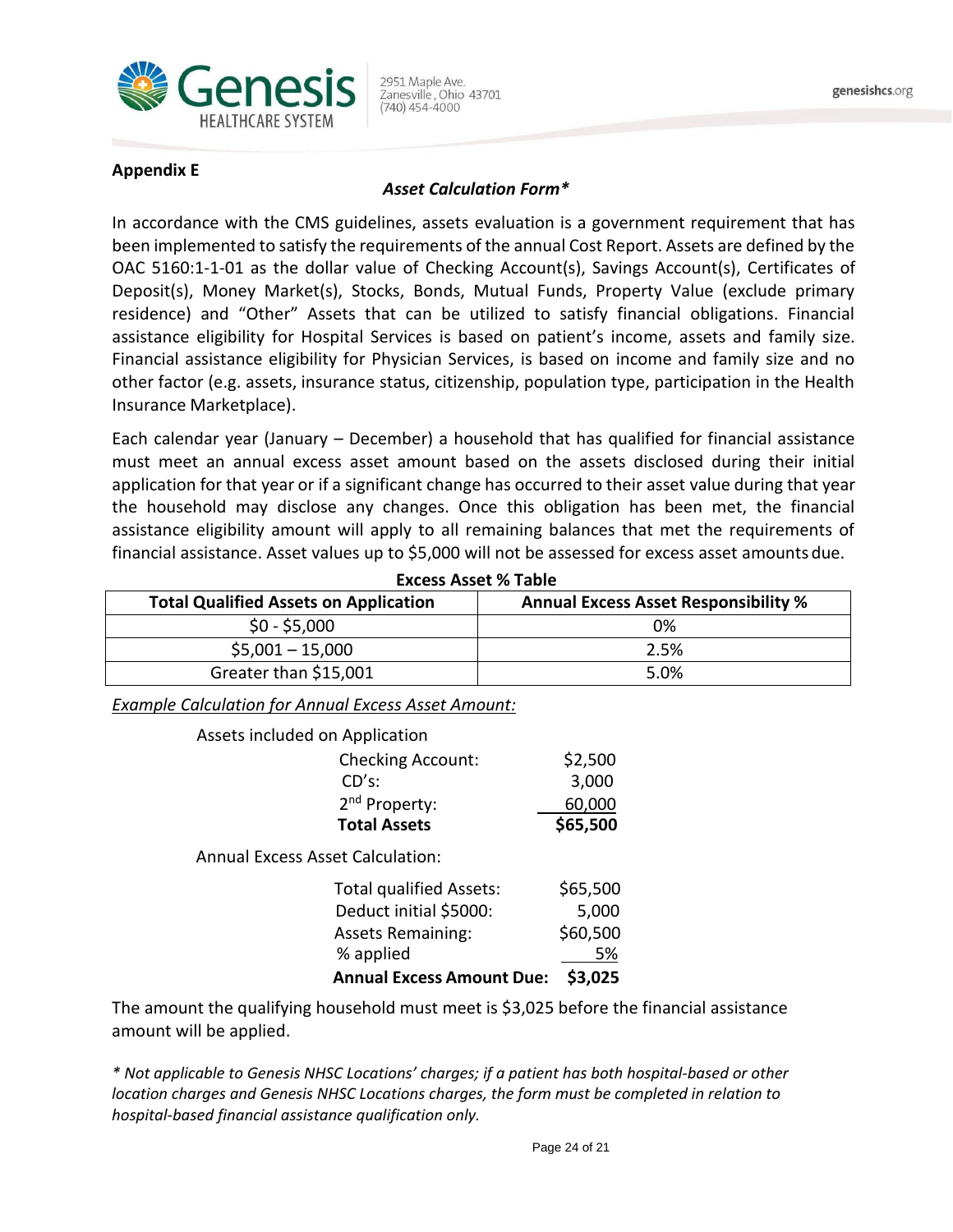**Appendix E**

***Asset Calculation Form****

In accordance with the CMS guidelines, assets evaluation is a government requirement that has been implemented to satisfy the requirements of the annual Cost Report. Assets are defined by the OAC 5160:1-1-01 as the dollar value of Checking Account(s), Savings Account(s), Certificates of Deposit(s), Money Market(s), Stocks, Bonds, Mutual Funds, Property Value (exclude primary residence) and "Other" Assets that can be utilized to satisfy financial obligations. Financial assistance eligibility for Hospital Services is based on patient's income, assets and family size. Financial assistance eligibility for Physician Services, is based on income and family size and no other factor (e.g. assets, insurance status, citizenship, population type, participation in the Health Insurance Marketplace).

Each calendar year (January – December) a household that has qualified for financial assistance must meet an annual excess asset amount based on the assets disclosed during their initial application for that year or if a significant change has occurred to their asset value during that year the household may disclose any changes. Once this obligation has been met, the financial assistance eligibility amount will apply to all remaining balances that met the requirements of financial assistance. Asset values up to $5,000 will not be assessed for excess asset amounts due.

**Excess Asset % Table**

| Total Qualified Assets on Application | Annual Excess Asset Responsibility % |
|---|---|
| $0 - $5,000 | 0% |
| $5,001 – 15,000 | 2.5% |
| Greater than $15,001 | 5.0% |

*Example Calculation for Annual Excess Asset Amount:*

Assets included on Application

| | |
|---|---|
| Checking Account: | $2,500 |
| CD's: | 3,000 |
| 2nd Property: | 60,000 |
| **Total Assets** | **$65,500** |

Annual Excess Asset Calculation:

| | |
|---|---|
| Total qualified Assets: | $65,500 |
| Deduct initial $5000: | 5,000 |
| Assets Remaining: | $60,500 |
| % applied | 5% |
| **Annual Excess Amount Due:** | **$3,025** |

The amount the qualifying household must meet is $3,025 before the financial assistance amount will be applied.

*\* Not applicable to Genesis NHSC Locations' charges; if a patient has both hospital-based or other location charges and Genesis NHSC Locations charges, the form must be completed in relation to hospital-based financial assistance qualification only.*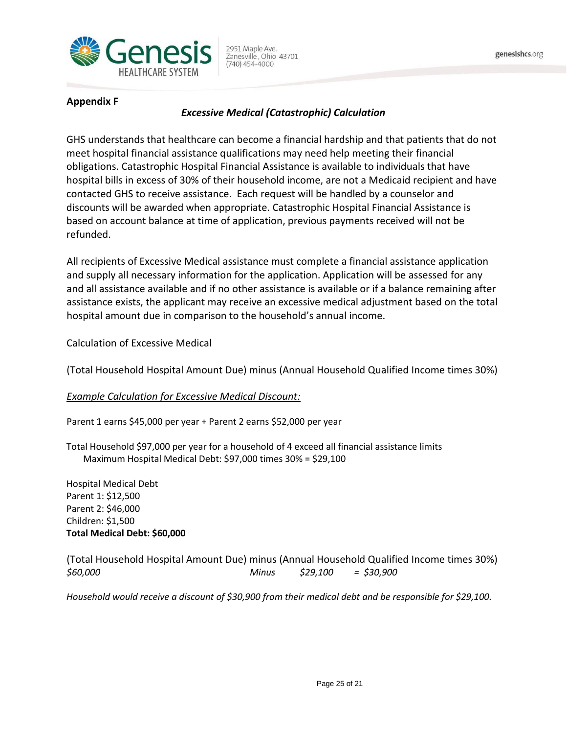**Appendix F**

***Excessive Medical (Catastrophic) Calculation***

GHS understands that healthcare can become a financial hardship and that patients that do not meet hospital financial assistance qualifications may need help meeting their financial obligations. Catastrophic Hospital Financial Assistance is available to individuals that have hospital bills in excess of 30% of their household income, are not a Medicaid recipient and have contacted GHS to receive assistance. Each request will be handled by a counselor and discounts will be awarded when appropriate. Catastrophic Hospital Financial Assistance is based on account balance at time of application, previous payments received will not be refunded.

All recipients of Excessive Medical assistance must complete a financial assistance application and supply all necessary information for the application. Application will be assessed for any and all assistance available and if no other assistance is available or if a balance remaining after assistance exists, the applicant may receive an excessive medical adjustment based on the total hospital amount due in comparison to the household's annual income.

Calculation of Excessive Medical

(Total Household Hospital Amount Due) minus (Annual Household Qualified Income times 30%)

*Example Calculation for Excessive Medical Discount:*

Parent 1 earns $45,000 per year + Parent 2 earns $52,000 per year

Total Household $97,000 per year for a household of 4 exceed all financial assistance limits
Maximum Hospital Medical Debt: $97,000 times 30% = $29,100

Hospital Medical Debt
Parent 1: $12,500
Parent 2: $46,000
Children: $1,500
**Total Medical Debt: $60,000**

(Total Household Hospital Amount Due) minus (Annual Household Qualified Income times 30%)
*$60,000 Minus $29,100 = $30,900*

*Household would receive a discount of $30,900 from their medical debt and be responsible for $29,100.*